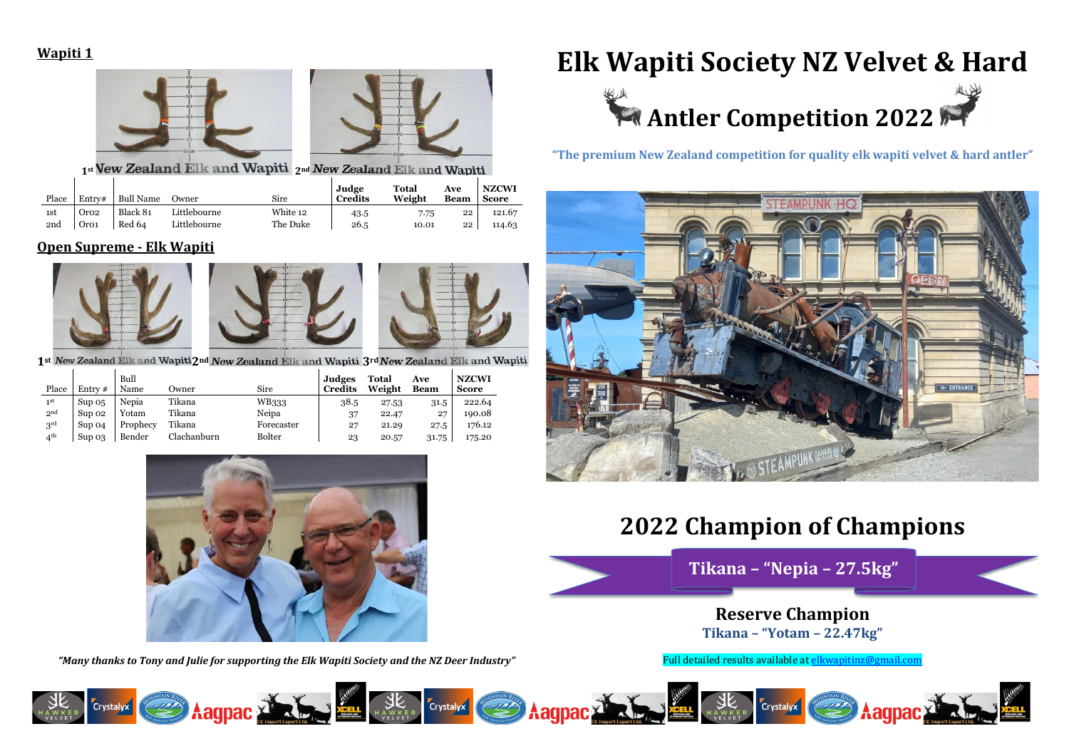# Elk Wapiti Society NZ Velvet & Hard Antler Competition 2022

*"The premium New Zealand competition for quality elk wapiti velvet & hard antler"*

## Wapiti 1

1st New Zealand Elk and Wapiti 2nd New Zealand Elk and Wapiti

| Place | Entry# | Bull Name | Owner | Sire | Judge Credits | Total Weight | Ave Beam | NZCWI Score |
|---|---|---|---|---|---|---|---|---|
| 1st | Oro2 | Black 81 | Littlebourne | White 12 | 43.5 | 7.75 | 22 | 121.67 |
| 2nd | Oro1 | Red 64 | Littlebourne | The Duke | 26.5 | 10.01 | 22 | 114.63 |

## Open Supreme - Elk Wapiti

1st New Zealand Elk and Wapiti 2nd New Zealand Elk and Wapiti 3rd New Zealand Elk and Wapiti

| Place | Entry # | Bull Name | Owner | Sire | Judges Credits | Total Weight | Ave Beam | NZCWI Score |
|---|---|---|---|---|---|---|---|---|
| 1st | Sup 05 | Nepia | Tikana | WB333 | 38.5 | 27.53 | 31.5 | 222.64 |
| 2nd | Sup 02 | Yotam | Tikana | Neipa | 37 | 22.47 | 27 | 190.08 |
| 3rd | Sup 04 | Prophecy | Tikana | Forecaster | 27 | 21.29 | 27.5 | 176.12 |
| 4th | Sup 03 | Bender | Clachanburn | Bolter | 23 | 20.57 | 31.75 | 175.20 |

*"Many thanks to Tony and Julie for supporting the Elk Wapiti Society and the NZ Deer Industry"*

## 2022 Champion of Champions

**Tikana – "Nepia – 27.5kg"**

### Reserve Champion

**Tikana – "Yotam – 22.47kg"**

Full detailed results available at elkwapitinz@gmail.com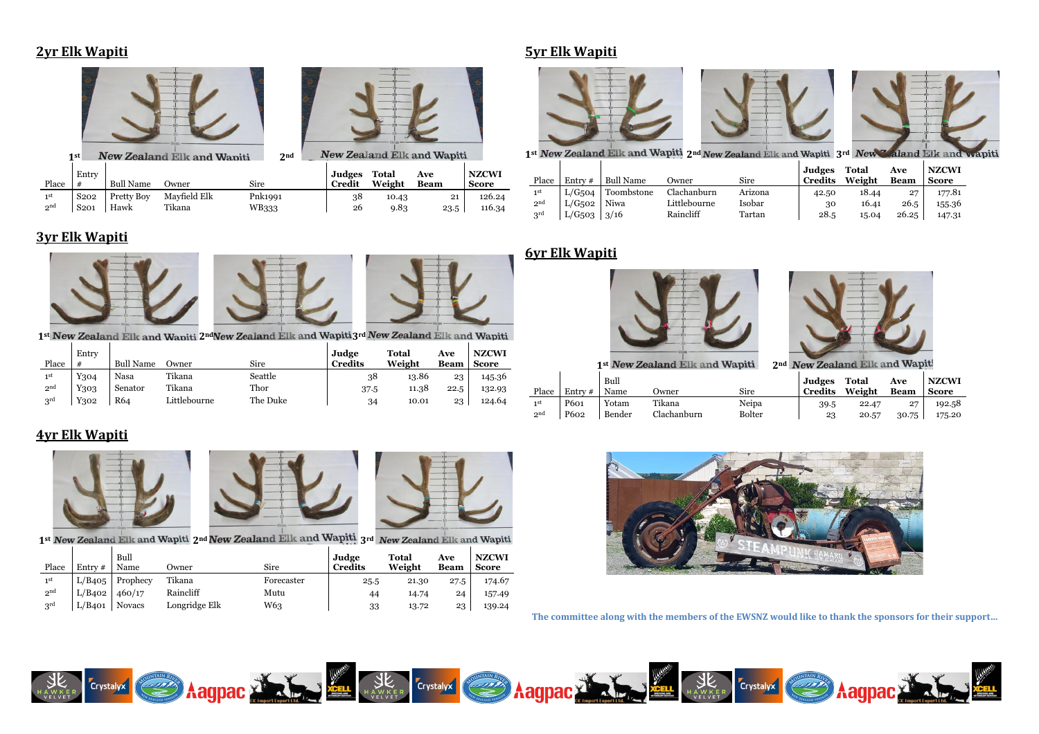## 2yr Elk Wapiti

1st New Zealand Elk and Wapiti 2nd New Zealand Elk and Wapiti

| Place | Entry # | Bull Name | Owner | Sire | Judges Credit | Total Weight | Ave Beam | NZCWI Score |
|---|---|---|---|---|---|---|---|---|
| 1st | S202 | Pretty Boy | Mayfield Elk | Pnk1991 | 38 | 10.43 | 21 | 126.24 |
| 2nd | S201 | Hawk | Tikana | WB333 | 26 | 9.83 | 23.5 | 116.34 |

## 3yr Elk Wapiti

1st New Zealand Elk and Wapiti 2nd New Zealand Elk and Wapiti 3rd New Zealand Elk and Wapiti

| Place | Entry # | Bull Name | Owner | Sire | Judge Credits | Total Weight | Ave Beam | NZCWI Score |
|---|---|---|---|---|---|---|---|---|
| 1st | Y304 | Nasa | Tikana | Seattle | 38 | 13.86 | 23 | 145.36 |
| 2nd | Y303 | Senator | Tikana | Thor | 37.5 | 11.38 | 22.5 | 132.93 |
| 3rd | Y302 | R64 | Littlebourne | The Duke | 34 | 10.01 | 23 | 124.64 |

## 4yr Elk Wapiti

1st New Zealand Elk and Wapiti 2nd New Zealand Elk and Wapiti 3rd New Zealand Elk and Wapiti

| Place | Entry # | Bull Name | Owner | Sire | Judge Credits | Total Weight | Ave Beam | NZCWI Score |
|---|---|---|---|---|---|---|---|---|
| 1st | L/B405 | Prophecy | Tikana | Forecaster | 25.5 | 21.30 | 27.5 | 174.67 |
| 2nd | L/B402 | 460/17 | Raincliff | Mutu | 44 | 14.74 | 24 | 157.49 |
| 3rd | L/B401 | Novacs | Longridge Elk | W63 | 33 | 13.72 | 23 | 139.24 |

## 5yr Elk Wapiti

1st New Zealand Elk and Wapiti 2nd New Zealand Elk and Wapiti 3rd New Zealand Elk and Wapiti

| Place | Entry # | Bull Name | Owner | Sire | Judges Credits | Total Weight | Ave Beam | NZCWI Score |
|---|---|---|---|---|---|---|---|---|
| 1st | L/G504 | Toombstone | Clachanburn | Arizona | 42.50 | 18.44 | 27 | 177.81 |
| 2nd | L/G502 | Niwa | Littlebourne | Isobar | 30 | 16.41 | 26.5 | 155.36 |
| 3rd | L/G503 | 3/16 | Raincliff | Tartan | 28.5 | 15.04 | 26.25 | 147.31 |

## 6yr Elk Wapiti

1st New Zealand Elk and Wapiti 2nd New Zealand Elk and Wapiti

| Place | Entry # | Bull Name | Owner | Sire | Judges Credits | Total Weight | Ave Beam | NZCWI Score |
|---|---|---|---|---|---|---|---|---|
| 1st | P601 | Yotam | Tikana | Neipa | 39.5 | 22.47 | 27 | 192.58 |
| 2nd | P602 | Bender | Clachanburn | Bolter | 23 | 20.57 | 30.75 | 175.20 |

**The committee along with the members of the EWSNZ would like to thank the sponsors for their support…**